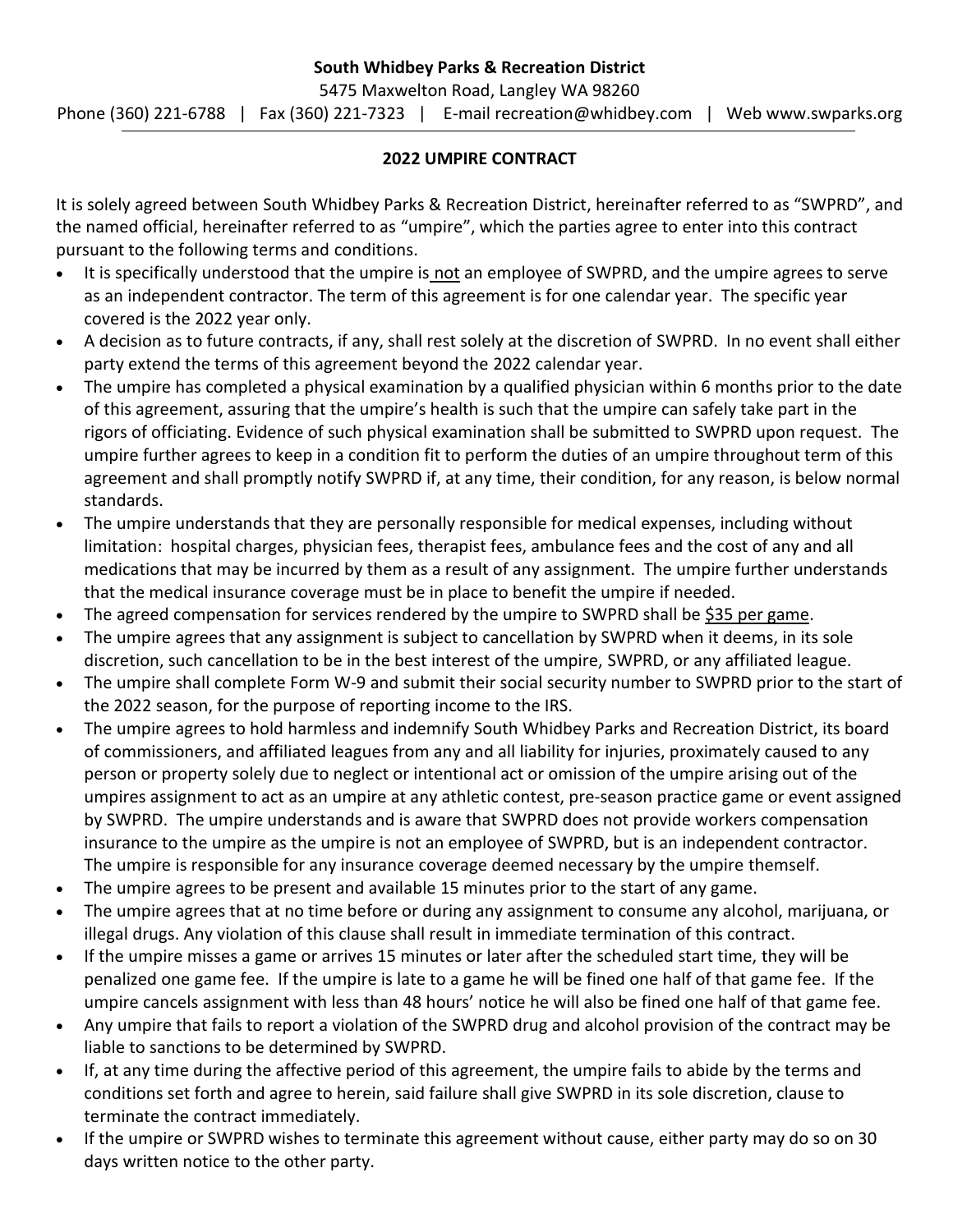**South Whidbey Parks & Recreation District**

5475 Maxwelton Road, Langley WA 98260

Phone (360) 221-6788 | Fax (360) 221-7323 | E-mail recreation@whidbey.com | Web www.swparks.org

## 2022 UMPIRE CONTRACT

It is solely agreed between South Whidbey Parks & Recreation District, hereinafter referred to as "SWPRD", and the named official, hereinafter referred to as "umpire", which the parties agree to enter into this contract pursuant to the following terms and conditions.

- It is specifically understood that the umpire is not an employee of SWPRD, and the umpire agrees to serve as an independent contractor. The term of this agreement is for one calendar year. The specific year covered is the 2022 year only.
- A decision as to future contracts, if any, shall rest solely at the discretion of SWPRD. In no event shall either party extend the terms of this agreement beyond the 2022 calendar year.
- The umpire has completed a physical examination by a qualified physician within 6 months prior to the date of this agreement, assuring that the umpire's health is such that the umpire can safely take part in the rigors of officiating. Evidence of such physical examination shall be submitted to SWPRD upon request. The umpire further agrees to keep in a condition fit to perform the duties of an umpire throughout term of this agreement and shall promptly notify SWPRD if, at any time, their condition, for any reason, is below normal standards.
- The umpire understands that they are personally responsible for medical expenses, including without limitation: hospital charges, physician fees, therapist fees, ambulance fees and the cost of any and all medications that may be incurred by them as a result of any assignment. The umpire further understands that the medical insurance coverage must be in place to benefit the umpire if needed.
- The agreed compensation for services rendered by the umpire to SWPRD shall be $35 per game.
- The umpire agrees that any assignment is subject to cancellation by SWPRD when it deems, in its sole discretion, such cancellation to be in the best interest of the umpire, SWPRD, or any affiliated league.
- The umpire shall complete Form W-9 and submit their social security number to SWPRD prior to the start of the 2022 season, for the purpose of reporting income to the IRS.
- The umpire agrees to hold harmless and indemnify South Whidbey Parks and Recreation District, its board of commissioners, and affiliated leagues from any and all liability for injuries, proximately caused to any person or property solely due to neglect or intentional act or omission of the umpire arising out of the umpires assignment to act as an umpire at any athletic contest, pre-season practice game or event assigned by SWPRD. The umpire understands and is aware that SWPRD does not provide workers compensation insurance to the umpire as the umpire is not an employee of SWPRD, but is an independent contractor. The umpire is responsible for any insurance coverage deemed necessary by the umpire themself.
- The umpire agrees to be present and available 15 minutes prior to the start of any game.
- The umpire agrees that at no time before or during any assignment to consume any alcohol, marijuana, or illegal drugs. Any violation of this clause shall result in immediate termination of this contract.
- If the umpire misses a game or arrives 15 minutes or later after the scheduled start time, they will be penalized one game fee. If the umpire is late to a game he will be fined one half of that game fee. If the umpire cancels assignment with less than 48 hours' notice he will also be fined one half of that game fee.
- Any umpire that fails to report a violation of the SWPRD drug and alcohol provision of the contract may be liable to sanctions to be determined by SWPRD.
- If, at any time during the affective period of this agreement, the umpire fails to abide by the terms and conditions set forth and agree to herein, said failure shall give SWPRD in its sole discretion, clause to terminate the contract immediately.
- If the umpire or SWPRD wishes to terminate this agreement without cause, either party may do so on 30 days written notice to the other party.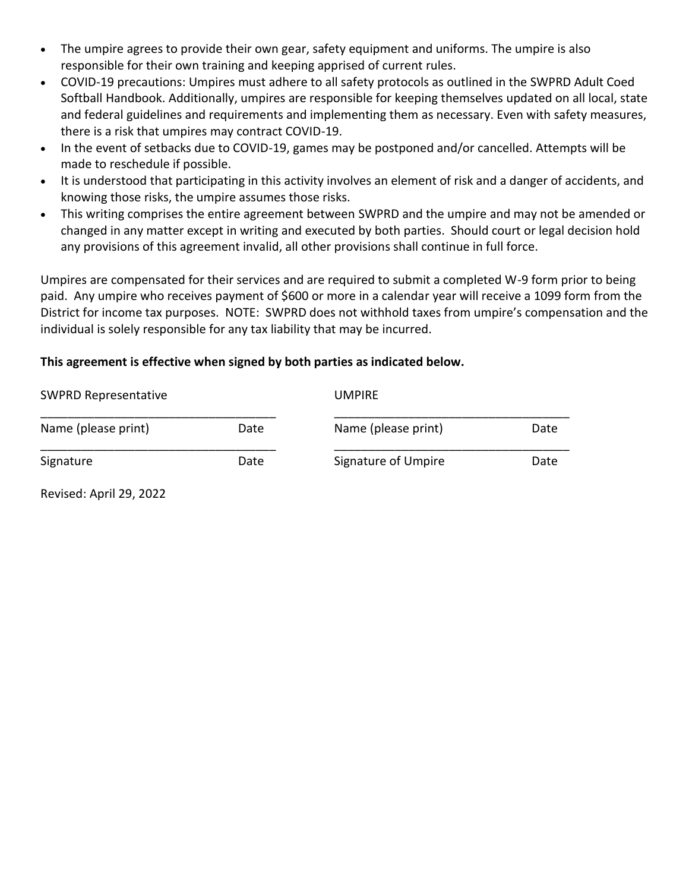- The umpire agrees to provide their own gear, safety equipment and uniforms. The umpire is also responsible for their own training and keeping apprised of current rules.
- COVID-19 precautions: Umpires must adhere to all safety protocols as outlined in the SWPRD Adult Coed Softball Handbook. Additionally, umpires are responsible for keeping themselves updated on all local, state and federal guidelines and requirements and implementing them as necessary. Even with safety measures, there is a risk that umpires may contract COVID-19.
- In the event of setbacks due to COVID-19, games may be postponed and/or cancelled. Attempts will be made to reschedule if possible.
- It is understood that participating in this activity involves an element of risk and a danger of accidents, and knowing those risks, the umpire assumes those risks.
- This writing comprises the entire agreement between SWPRD and the umpire and may not be amended or changed in any matter except in writing and executed by both parties. Should court or legal decision hold any provisions of this agreement invalid, all other provisions shall continue in full force.

Umpires are compensated for their services and are required to submit a completed W-9 form prior to being paid. Any umpire who receives payment of $600 or more in a calendar year will receive a 1099 form from the District for income tax purposes. NOTE: SWPRD does not withhold taxes from umpire's compensation and the individual is solely responsible for any tax liability that may be incurred.

**This agreement is effective when signed by both parties as indicated below.**

| SWPRD Representative | | UMPIRE | |
|---|---|---|---|
| ___________________________________ | | ___________________________________ | |
| Name (please print) | Date | Name (please print) | Date |
| ___________________________________ | | ___________________________________ | |
| Signature | Date | Signature of Umpire | Date |

Revised: April 29, 2022